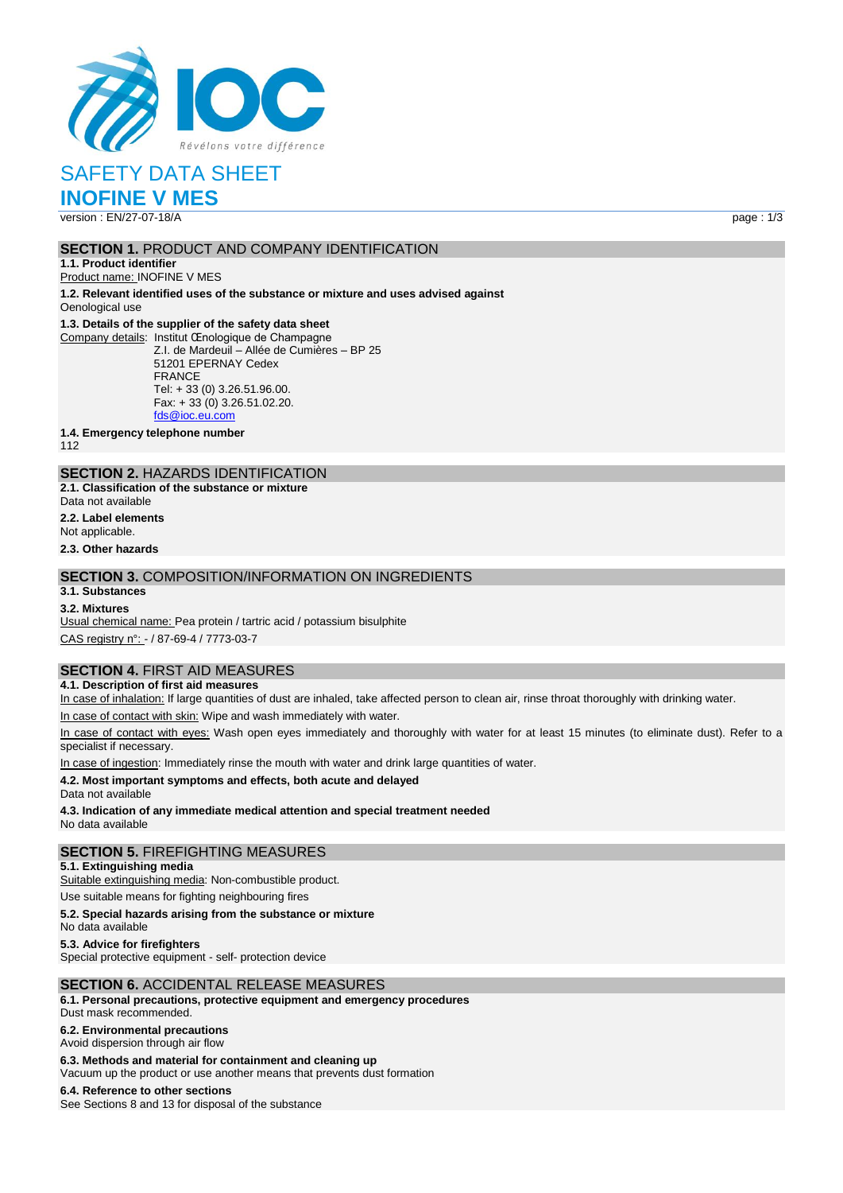# SAFETY DATA SHEET

# INOFINE V MES

version : EN/27-07-18/A

## SECTION 1. PRODUCT AND COMPANY IDENTIFICATION

**1.1. Product identifier**

Product name: INOFINE V MES

**1.2. Relevant identified uses of the substance or mixture and uses advised against**

Oenological use

**1.3. Details of the supplier of the safety data sheet**

Company details: Institut Œnologique de Champagne
Z.I. de Mardeuil – Allée de Cumières – BP 25
51201 EPERNAY Cedex
FRANCE
Tel: + 33 (0) 3.26.51.96.00.
Fax: + 33 (0) 3.26.51.02.20.
fds@ioc.eu.com

**1.4. Emergency telephone number**

112

## SECTION 2. HAZARDS IDENTIFICATION

**2.1. Classification of the substance or mixture**

Data not available

**2.2. Label elements**

Not applicable.

**2.3. Other hazards**

## SECTION 3. COMPOSITION/INFORMATION ON INGREDIENTS

**3.1. Substances**

**3.2. Mixtures**

Usual chemical name: Pea protein / tartric acid / potassium bisulphite

CAS registry n°: - / 87-69-4 / 7773-03-7

## SECTION 4. FIRST AID MEASURES

**4.1. Description of first aid measures**

In case of inhalation: If large quantities of dust are inhaled, take affected person to clean air, rinse throat thoroughly with drinking water.

In case of contact with skin: Wipe and wash immediately with water.

In case of contact with eyes: Wash open eyes immediately and thoroughly with water for at least 15 minutes (to eliminate dust). Refer to a specialist if necessary.

In case of ingestion: Immediately rinse the mouth with water and drink large quantities of water.

**4.2. Most important symptoms and effects, both acute and delayed**

Data not available

**4.3. Indication of any immediate medical attention and special treatment needed**

No data available

## SECTION 5. FIREFIGHTING MEASURES

**5.1. Extinguishing media**

Suitable extinguishing media: Non-combustible product.

Use suitable means for fighting neighbouring fires

**5.2. Special hazards arising from the substance or mixture**

No data available

**5.3. Advice for firefighters**

Special protective equipment - self- protection device

## SECTION 6. ACCIDENTAL RELEASE MEASURES

**6.1. Personal precautions, protective equipment and emergency procedures**

Dust mask recommended.

**6.2. Environmental precautions**

Avoid dispersion through air flow

**6.3. Methods and material for containment and cleaning up**

Vacuum up the product or use another means that prevents dust formation

**6.4. Reference to other sections**

See Sections 8 and 13 for disposal of the substance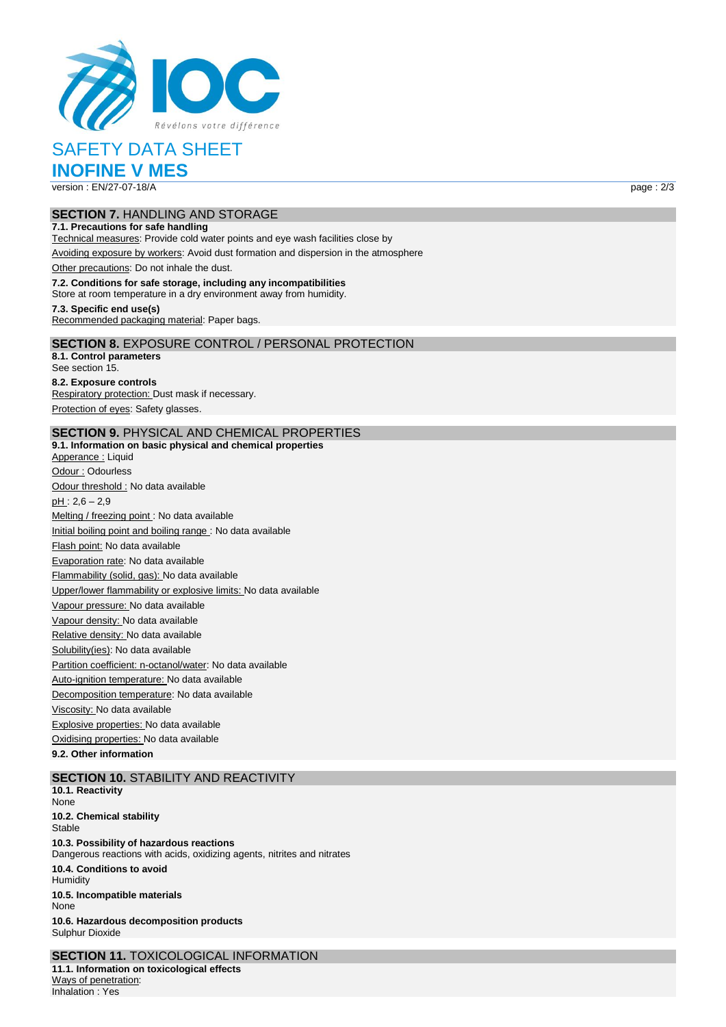# SAFETY DATA SHEET

# INOFINE V MES

version : EN/27-07-18/A

## SECTION 7. HANDLING AND STORAGE

**7.1. Precautions for safe handling**

Technical measures: Provide cold water points and eye wash facilities close by

Avoiding exposure by workers: Avoid dust formation and dispersion in the atmosphere

Other precautions: Do not inhale the dust.

**7.2. Conditions for safe storage, including any incompatibilities**

Store at room temperature in a dry environment away from humidity.

**7.3. Specific end use(s)**

Recommended packaging material: Paper bags.

## SECTION 8. EXPOSURE CONTROL / PERSONAL PROTECTION

**8.1. Control parameters**

See section 15.

**8.2. Exposure controls**

Respiratory protection: Dust mask if necessary.

Protection of eyes: Safety glasses.

## SECTION 9. PHYSICAL AND CHEMICAL PROPERTIES

**9.1. Information on basic physical and chemical properties**

Apperance : Liquid

Odour : Odourless

Odour threshold : No data available

pH : 2,6 – 2,9

Melting / freezing point : No data available

Initial boiling point and boiling range : No data available

Flash point: No data available

Evaporation rate: No data available

Flammability (solid, gas): No data available

Upper/lower flammability or explosive limits: No data available

Vapour pressure: No data available

Vapour density: No data available

Relative density: No data available

Solubility(ies): No data available

Partition coefficient: n-octanol/water: No data available

Auto-ignition temperature: No data available

Decomposition temperature: No data available

Viscosity: No data available

Explosive properties: No data available

Oxidising properties: No data available

**9.2. Other information**

## SECTION 10. STABILITY AND REACTIVITY

**10.1. Reactivity**

None

**10.2. Chemical stability**

Stable

**10.3. Possibility of hazardous reactions**

Dangerous reactions with acids, oxidizing agents, nitrites and nitrates

**10.4. Conditions to avoid**

Humidity

**10.5. Incompatible materials**

None

**10.6. Hazardous decomposition products**

Sulphur Dioxide

## SECTION 11. TOXICOLOGICAL INFORMATION

**11.1. Information on toxicological effects**

Ways of penetration:

Inhalation : Yes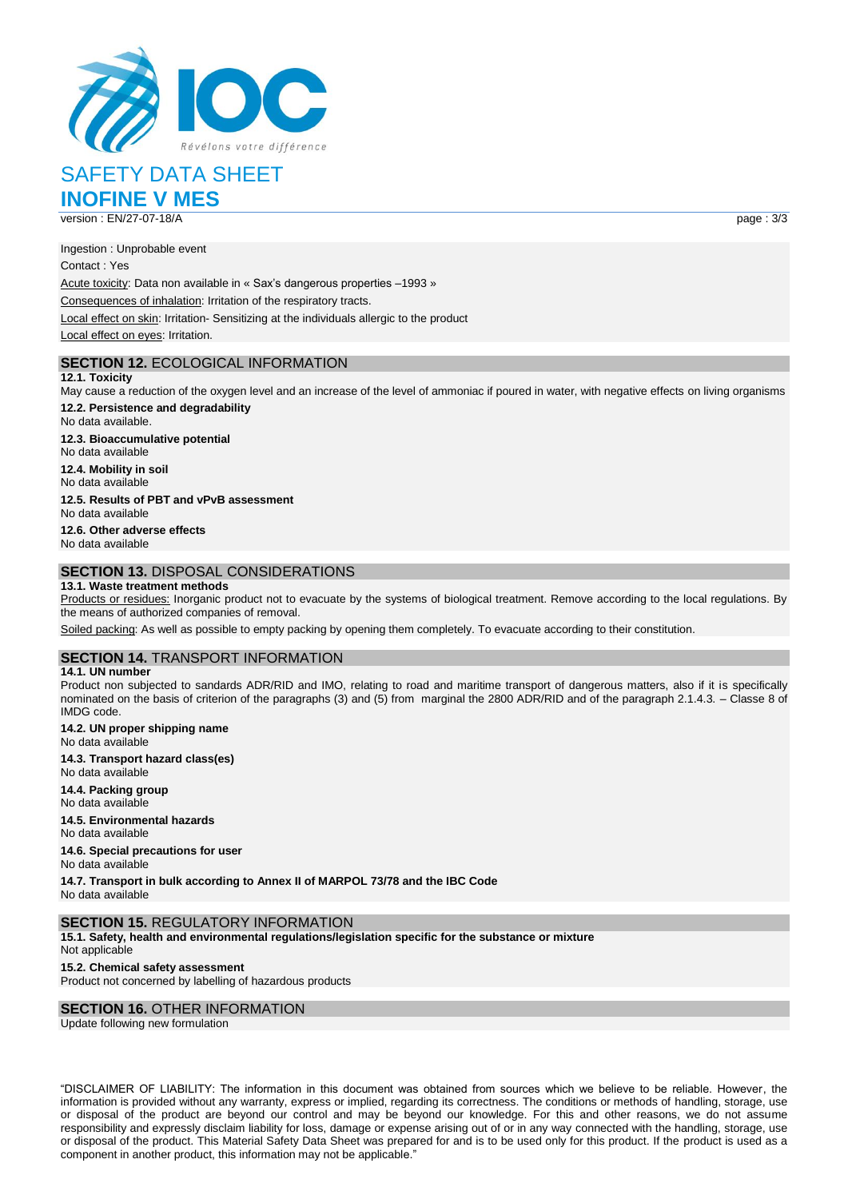# SAFETY DATA SHEET

## INOFINE V MES

version : EN/27-07-18/A

Ingestion : Unprobable event

Contact : Yes

Acute toxicity: Data non available in « Sax's dangerous properties –1993 »

Consequences of inhalation: Irritation of the respiratory tracts.

Local effect on skin: Irritation- Sensitizing at the individuals allergic to the product

Local effect on eyes: Irritation.

## SECTION 12. ECOLOGICAL INFORMATION

**12.1. Toxicity**

May cause a reduction of the oxygen level and an increase of the level of ammoniac if poured in water, with negative effects on living organisms

**12.2. Persistence and degradability**

No data available.

**12.3. Bioaccumulative potential**

No data available

**12.4. Mobility in soil**

No data available

**12.5. Results of PBT and vPvB assessment**

No data available

**12.6. Other adverse effects**

No data available

## SECTION 13. DISPOSAL CONSIDERATIONS

**13.1. Waste treatment methods**

Products or residues: Inorganic product not to evacuate by the systems of biological treatment. Remove according to the local regulations. By the means of authorized companies of removal.

Soiled packing: As well as possible to empty packing by opening them completely. To evacuate according to their constitution.

## SECTION 14. TRANSPORT INFORMATION

**14.1. UN number**

Product non subjected to sandards ADR/RID and IMO, relating to road and maritime transport of dangerous matters, also if it is specifically nominated on the basis of criterion of the paragraphs (3) and (5) from marginal the 2800 ADR/RID and of the paragraph 2.1.4.3. – Classe 8 of IMDG code.

**14.2. UN proper shipping name**

No data available

**14.3. Transport hazard class(es)**

No data available

**14.4. Packing group**

No data available

**14.5. Environmental hazards**

No data available

**14.6. Special precautions for user**

No data available

**14.7. Transport in bulk according to Annex II of MARPOL 73/78 and the IBC Code**

No data available

## SECTION 15. REGULATORY INFORMATION

**15.1. Safety, health and environmental regulations/legislation specific for the substance or mixture**

Not applicable

**15.2. Chemical safety assessment**

Product not concerned by labelling of hazardous products

## SECTION 16. OTHER INFORMATION

Update following new formulation

"DISCLAIMER OF LIABILITY: The information in this document was obtained from sources which we believe to be reliable. However, the information is provided without any warranty, express or implied, regarding its correctness. The conditions or methods of handling, storage, use or disposal of the product are beyond our control and may be beyond our knowledge. For this and other reasons, we do not assume responsibility and expressly disclaim liability for loss, damage or expense arising out of or in any way connected with the handling, storage, use or disposal of the product. This Material Safety Data Sheet was prepared for and is to be used only for this product. If the product is used as a component in another product, this information may not be applicable."